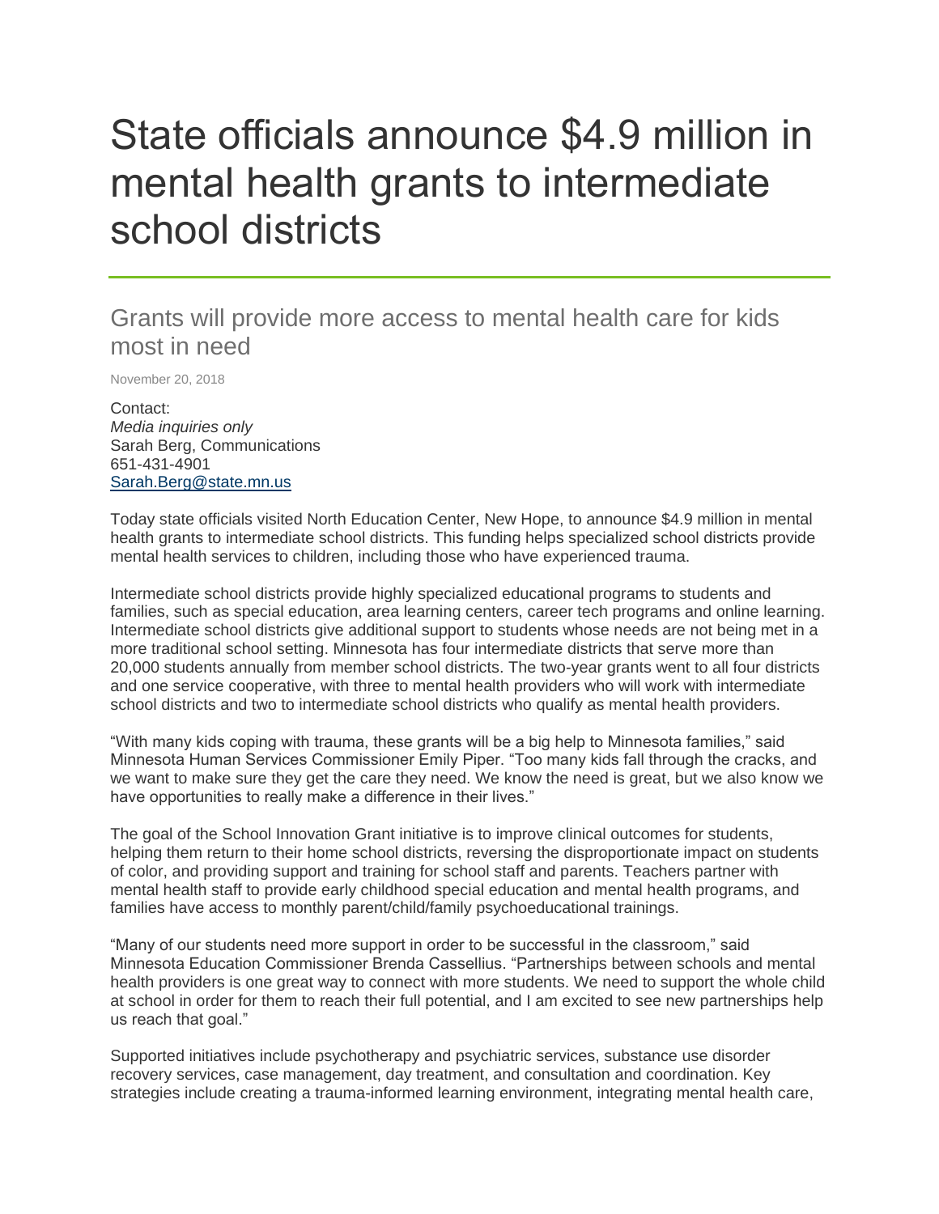# State officials announce $4.9 million in mental health grants to intermediate school districts

## Grants will provide more access to mental health care for kids most in need

November 20, 2018

Contact:
*Media inquiries only*
Sarah Berg, Communications
651-431-4901
[Sarah.Berg@state.mn.us](mailto:Sarah.Berg@state.mn.us)

Today state officials visited North Education Center, New Hope, to announce $4.9 million in mental health grants to intermediate school districts. This funding helps specialized school districts provide mental health services to children, including those who have experienced trauma.

Intermediate school districts provide highly specialized educational programs to students and families, such as special education, area learning centers, career tech programs and online learning. Intermediate school districts give additional support to students whose needs are not being met in a more traditional school setting. Minnesota has four intermediate districts that serve more than 20,000 students annually from member school districts. The two-year grants went to all four districts and one service cooperative, with three to mental health providers who will work with intermediate school districts and two to intermediate school districts who qualify as mental health providers.

"With many kids coping with trauma, these grants will be a big help to Minnesota families," said Minnesota Human Services Commissioner Emily Piper. "Too many kids fall through the cracks, and we want to make sure they get the care they need. We know the need is great, but we also know we have opportunities to really make a difference in their lives."

The goal of the School Innovation Grant initiative is to improve clinical outcomes for students, helping them return to their home school districts, reversing the disproportionate impact on students of color, and providing support and training for school staff and parents. Teachers partner with mental health staff to provide early childhood special education and mental health programs, and families have access to monthly parent/child/family psychoeducational trainings.

"Many of our students need more support in order to be successful in the classroom," said Minnesota Education Commissioner Brenda Cassellius. "Partnerships between schools and mental health providers is one great way to connect with more students. We need to support the whole child at school in order for them to reach their full potential, and I am excited to see new partnerships help us reach that goal."

Supported initiatives include psychotherapy and psychiatric services, substance use disorder recovery services, case management, day treatment, and consultation and coordination. Key strategies include creating a trauma-informed learning environment, integrating mental health care,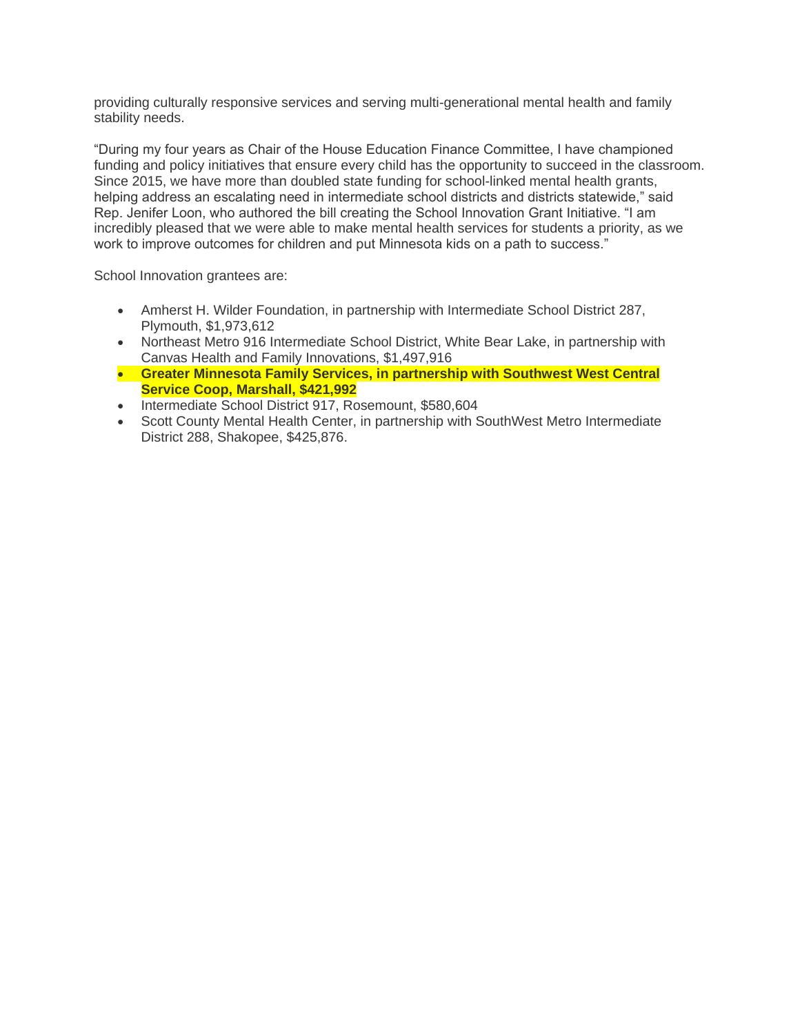providing culturally responsive services and serving multi-generational mental health and family stability needs.

"During my four years as Chair of the House Education Finance Committee, I have championed funding and policy initiatives that ensure every child has the opportunity to succeed in the classroom. Since 2015, we have more than doubled state funding for school-linked mental health grants, helping address an escalating need in intermediate school districts and districts statewide," said Rep. Jenifer Loon, who authored the bill creating the School Innovation Grant Initiative. "I am incredibly pleased that we were able to make mental health services for students a priority, as we work to improve outcomes for children and put Minnesota kids on a path to success."

School Innovation grantees are:

- Amherst H. Wilder Foundation, in partnership with Intermediate School District 287, Plymouth, $1,973,612
- Northeast Metro 916 Intermediate School District, White Bear Lake, in partnership with Canvas Health and Family Innovations, $1,497,916
- **Greater Minnesota Family Services, in partnership with Southwest West Central Service Coop, Marshall, $421,992**
- Intermediate School District 917, Rosemount, $580,604
- Scott County Mental Health Center, in partnership with SouthWest Metro Intermediate District 288, Shakopee, $425,876.